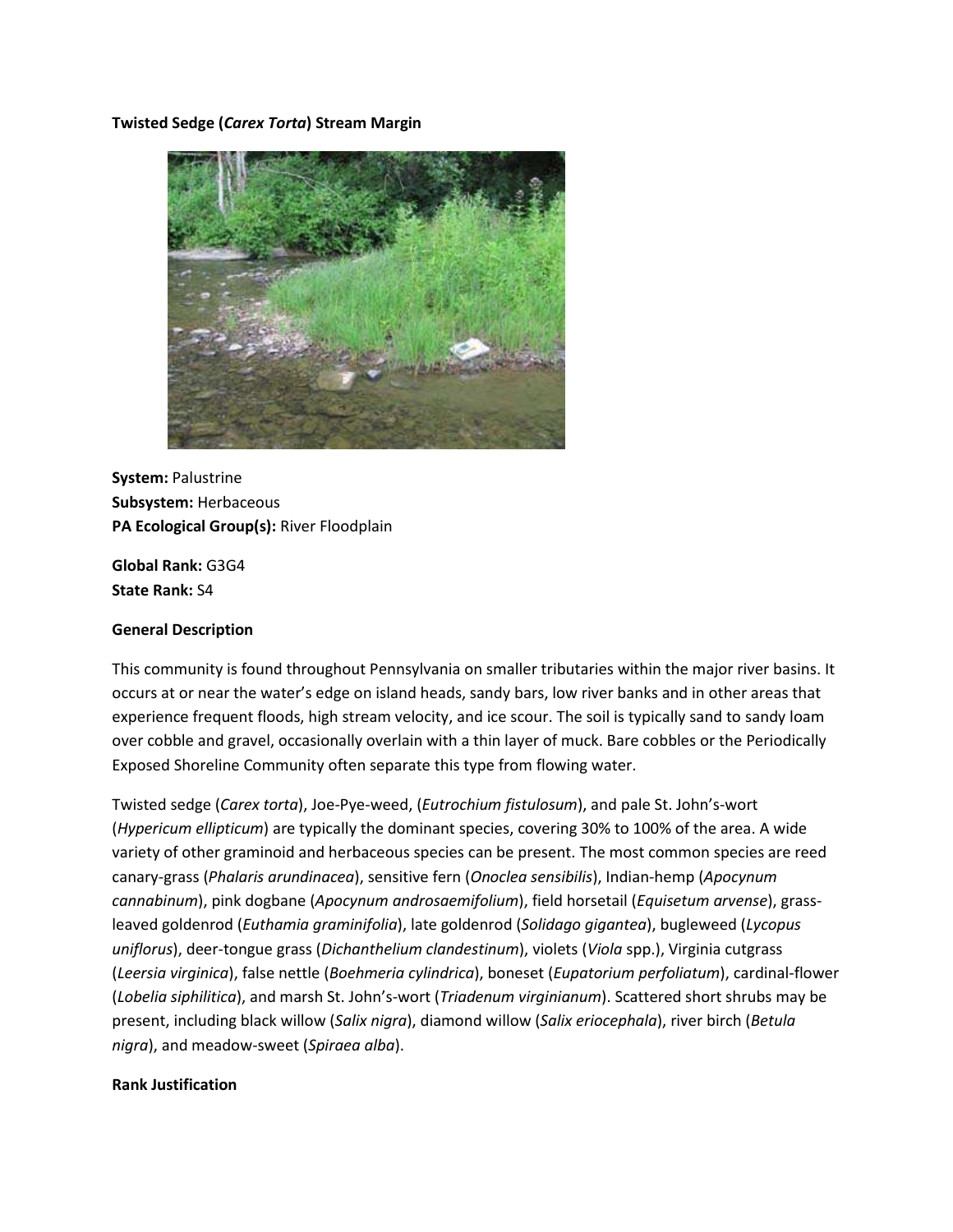# Twisted Sedge (*Carex Torta*) Stream Margin

**System:** Palustrine
**Subsystem:** Herbaceous
**PA Ecological Group(s):** River Floodplain

**Global Rank:** G3G4
**State Rank:** S4

## General Description

This community is found throughout Pennsylvania on smaller tributaries within the major river basins. It occurs at or near the water's edge on island heads, sandy bars, low river banks and in other areas that experience frequent floods, high stream velocity, and ice scour. The soil is typically sand to sandy loam over cobble and gravel, occasionally overlain with a thin layer of muck. Bare cobbles or the Periodically Exposed Shoreline Community often separate this type from flowing water.

Twisted sedge (*Carex torta*), Joe-Pye-weed, (*Eutrochium fistulosum*), and pale St. John's-wort (*Hypericum ellipticum*) are typically the dominant species, covering 30% to 100% of the area. A wide variety of other graminoid and herbaceous species can be present. The most common species are reed canary-grass (*Phalaris arundinacea*), sensitive fern (*Onoclea sensibilis*), Indian-hemp (*Apocynum cannabinum*), pink dogbane (*Apocynum androsaemifolium*), field horsetail (*Equisetum arvense*), grass-leaved goldenrod (*Euthamia graminifolia*), late goldenrod (*Solidago gigantea*), bugleweed (*Lycopus uniflorus*), deer-tongue grass (*Dichanthelium clandestinum*), violets (*Viola* spp.), Virginia cutgrass (*Leersia virginica*), false nettle (*Boehmeria cylindrica*), boneset (*Eupatorium perfoliatum*), cardinal-flower (*Lobelia siphilitica*), and marsh St. John's-wort (*Triadenum virginianum*). Scattered short shrubs may be present, including black willow (*Salix nigra*), diamond willow (*Salix eriocephala*), river birch (*Betula nigra*), and meadow-sweet (*Spiraea alba*).

## Rank Justification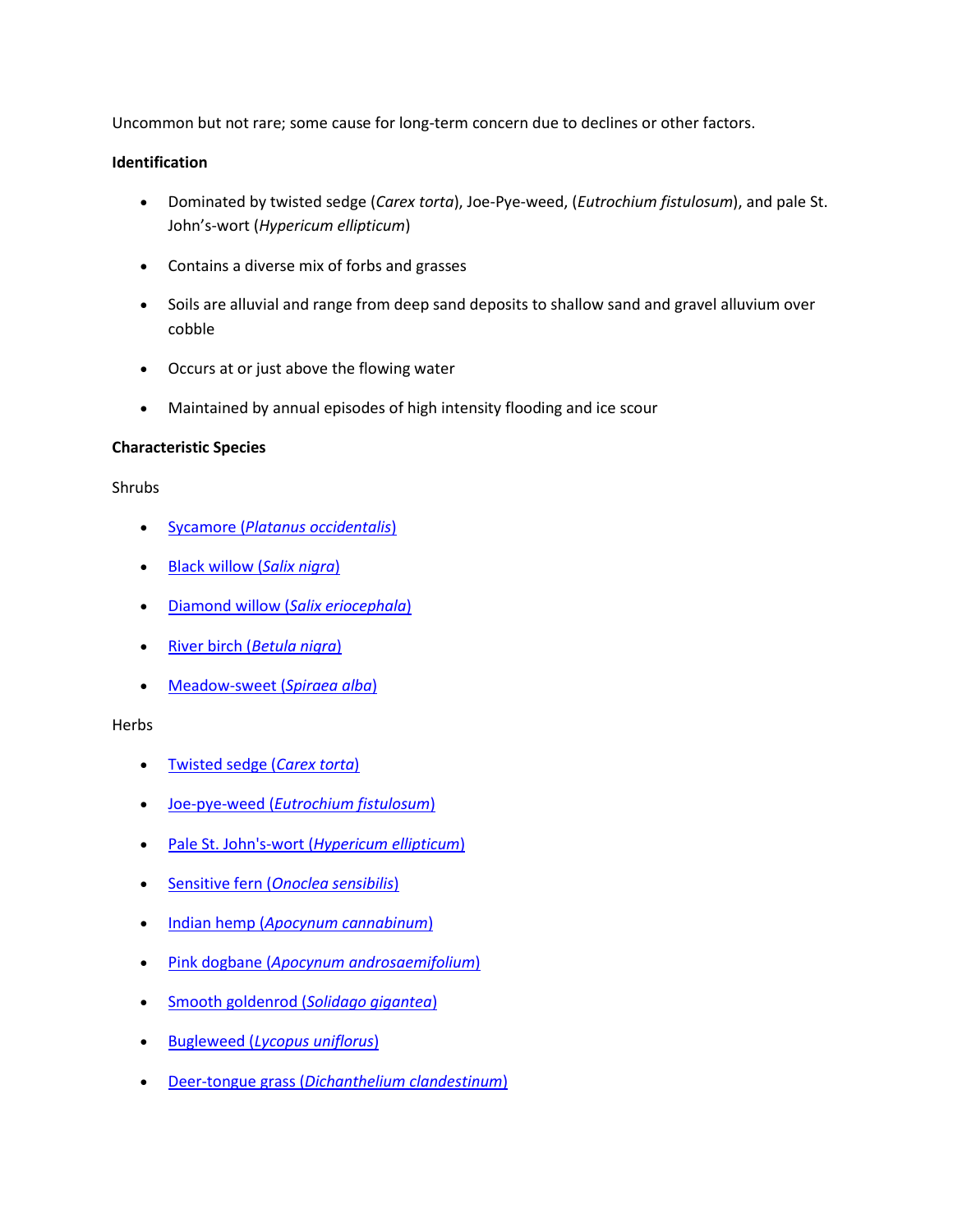Uncommon but not rare; some cause for long-term concern due to declines or other factors.

**Identification**

- Dominated by twisted sedge (*Carex torta*), Joe-Pye-weed, (*Eutrochium fistulosum*), and pale St. John's-wort (*Hypericum ellipticum*)
- Contains a diverse mix of forbs and grasses
- Soils are alluvial and range from deep sand deposits to shallow sand and gravel alluvium over cobble
- Occurs at or just above the flowing water
- Maintained by annual episodes of high intensity flooding and ice scour

**Characteristic Species**

Shrubs

- Sycamore (*Platanus occidentalis*)
- Black willow (*Salix nigra*)
- Diamond willow (*Salix eriocephala*)
- River birch (*Betula nigra*)
- Meadow-sweet (*Spiraea alba*)

Herbs

- Twisted sedge (*Carex torta*)
- Joe-pye-weed (*Eutrochium fistulosum*)
- Pale St. John's-wort (*Hypericum ellipticum*)
- Sensitive fern (*Onoclea sensibilis*)
- Indian hemp (*Apocynum cannabinum*)
- Pink dogbane (*Apocynum androsaemifolium*)
- Smooth goldenrod (*Solidago gigantea*)
- Bugleweed (*Lycopus uniflorus*)
- Deer-tongue grass (*Dichanthelium clandestinum*)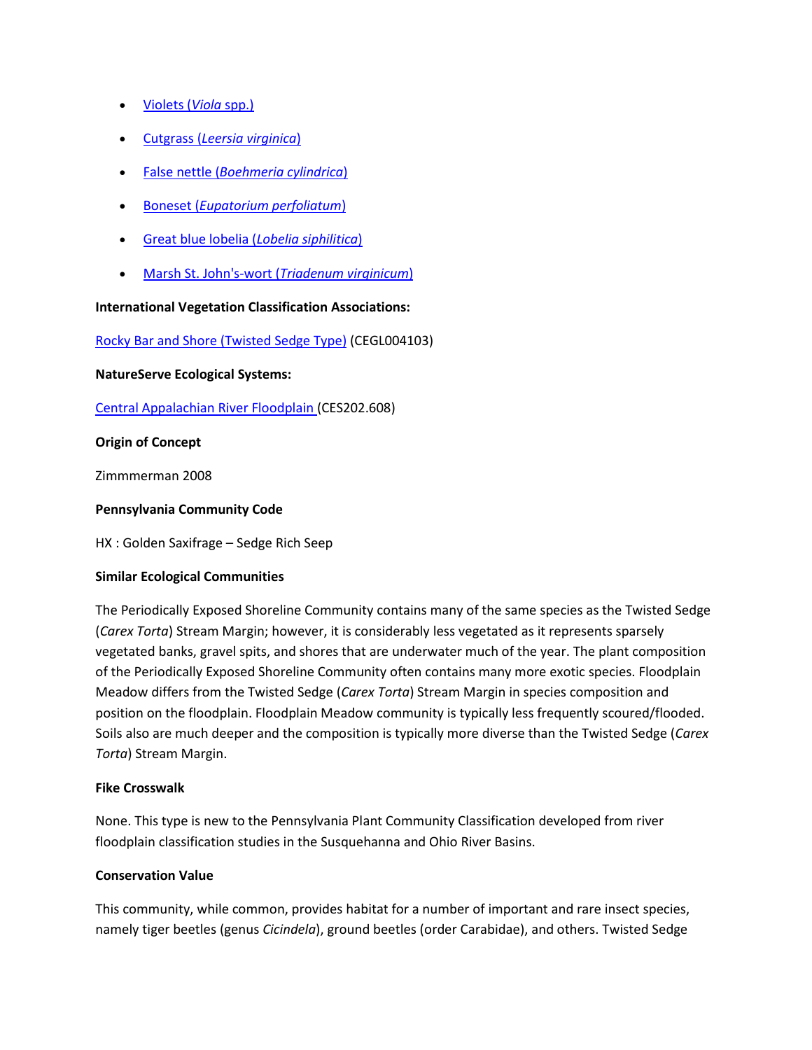- Violets (*Viola* spp.)
- Cutgrass (*Leersia virginica*)
- False nettle (*Boehmeria cylindrica*)
- Boneset (*Eupatorium perfoliatum*)
- Great blue lobelia (*Lobelia siphilitica*)
- Marsh St. John's-wort (*Triadenum virginicum*)

**International Vegetation Classification Associations:**

Rocky Bar and Shore (Twisted Sedge Type) (CEGL004103)

**NatureServe Ecological Systems:**

Central Appalachian River Floodplain (CES202.608)

**Origin of Concept**

Zimmmerman 2008

**Pennsylvania Community Code**

HX : Golden Saxifrage – Sedge Rich Seep

**Similar Ecological Communities**

The Periodically Exposed Shoreline Community contains many of the same species as the Twisted Sedge (*Carex Torta*) Stream Margin; however, it is considerably less vegetated as it represents sparsely vegetated banks, gravel spits, and shores that are underwater much of the year. The plant composition of the Periodically Exposed Shoreline Community often contains many more exotic species. Floodplain Meadow differs from the Twisted Sedge (*Carex Torta*) Stream Margin in species composition and position on the floodplain. Floodplain Meadow community is typically less frequently scoured/flooded. Soils also are much deeper and the composition is typically more diverse than the Twisted Sedge (*Carex Torta*) Stream Margin.

**Fike Crosswalk**

None. This type is new to the Pennsylvania Plant Community Classification developed from river floodplain classification studies in the Susquehanna and Ohio River Basins.

**Conservation Value**

This community, while common, provides habitat for a number of important and rare insect species, namely tiger beetles (genus *Cicindela*), ground beetles (order Carabidae), and others. Twisted Sedge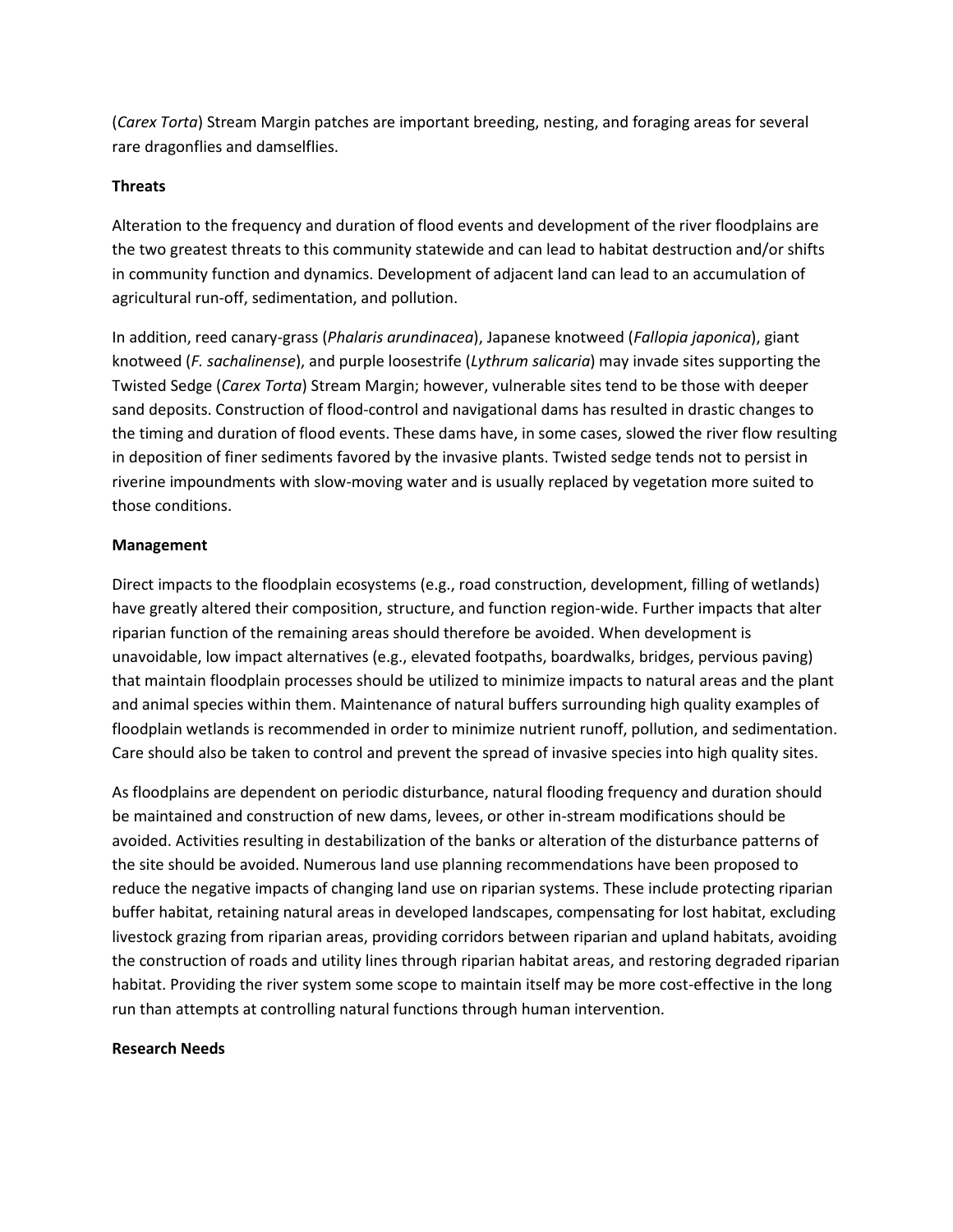(*Carex Torta*) Stream Margin patches are important breeding, nesting, and foraging areas for several rare dragonflies and damselflies.

**Threats**

Alteration to the frequency and duration of flood events and development of the river floodplains are the two greatest threats to this community statewide and can lead to habitat destruction and/or shifts in community function and dynamics. Development of adjacent land can lead to an accumulation of agricultural run-off, sedimentation, and pollution.

In addition, reed canary-grass (*Phalaris arundinacea*), Japanese knotweed (*Fallopia japonica*), giant knotweed (*F. sachalinense*), and purple loosestrife (*Lythrum salicaria*) may invade sites supporting the Twisted Sedge (*Carex Torta*) Stream Margin; however, vulnerable sites tend to be those with deeper sand deposits. Construction of flood-control and navigational dams has resulted in drastic changes to the timing and duration of flood events. These dams have, in some cases, slowed the river flow resulting in deposition of finer sediments favored by the invasive plants. Twisted sedge tends not to persist in riverine impoundments with slow-moving water and is usually replaced by vegetation more suited to those conditions.

**Management**

Direct impacts to the floodplain ecosystems (e.g., road construction, development, filling of wetlands) have greatly altered their composition, structure, and function region-wide. Further impacts that alter riparian function of the remaining areas should therefore be avoided. When development is unavoidable, low impact alternatives (e.g., elevated footpaths, boardwalks, bridges, pervious paving) that maintain floodplain processes should be utilized to minimize impacts to natural areas and the plant and animal species within them. Maintenance of natural buffers surrounding high quality examples of floodplain wetlands is recommended in order to minimize nutrient runoff, pollution, and sedimentation. Care should also be taken to control and prevent the spread of invasive species into high quality sites.

As floodplains are dependent on periodic disturbance, natural flooding frequency and duration should be maintained and construction of new dams, levees, or other in-stream modifications should be avoided. Activities resulting in destabilization of the banks or alteration of the disturbance patterns of the site should be avoided. Numerous land use planning recommendations have been proposed to reduce the negative impacts of changing land use on riparian systems. These include protecting riparian buffer habitat, retaining natural areas in developed landscapes, compensating for lost habitat, excluding livestock grazing from riparian areas, providing corridors between riparian and upland habitats, avoiding the construction of roads and utility lines through riparian habitat areas, and restoring degraded riparian habitat. Providing the river system some scope to maintain itself may be more cost-effective in the long run than attempts at controlling natural functions through human intervention.

**Research Needs**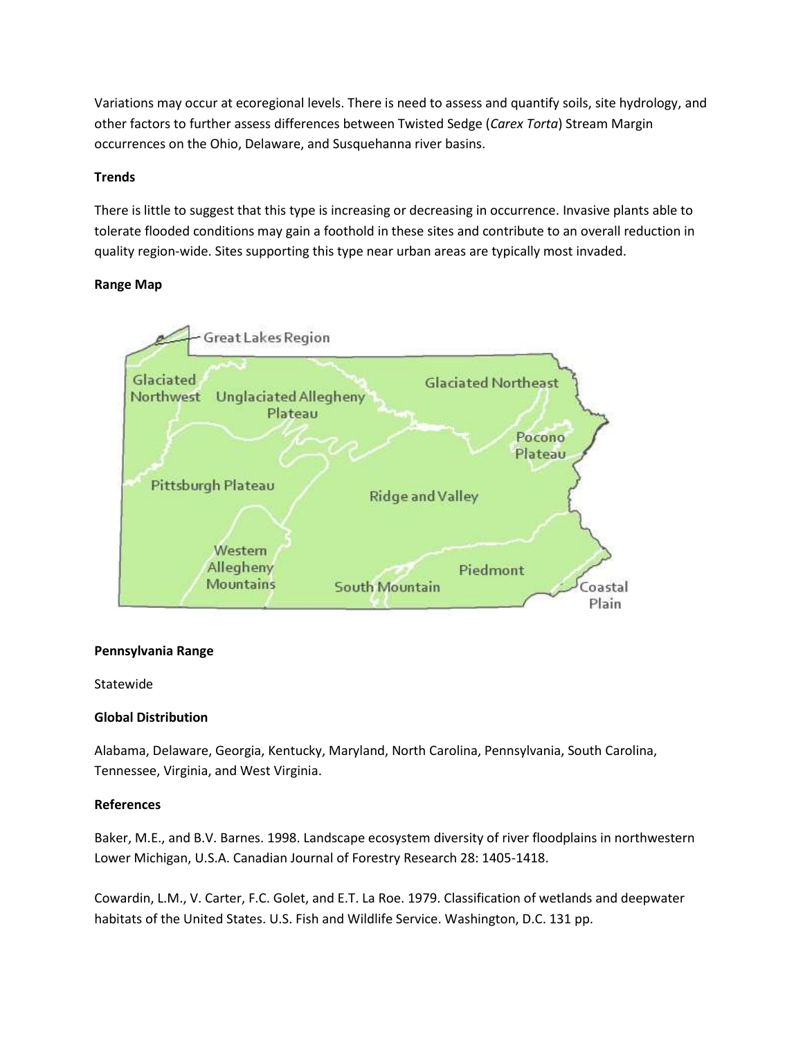Variations may occur at ecoregional levels. There is need to assess and quantify soils, site hydrology, and other factors to further assess differences between Twisted Sedge (*Carex Torta*) Stream Margin occurrences on the Ohio, Delaware, and Susquehanna river basins.

**Trends**

There is little to suggest that this type is increasing or decreasing in occurrence. Invasive plants able to tolerate flooded conditions may gain a foothold in these sites and contribute to an overall reduction in quality region-wide. Sites supporting this type near urban areas are typically most invaded.

**Range Map**

**Pennsylvania Range**

Statewide

**Global Distribution**

Alabama, Delaware, Georgia, Kentucky, Maryland, North Carolina, Pennsylvania, South Carolina, Tennessee, Virginia, and West Virginia.

**References**

Baker, M.E., and B.V. Barnes. 1998. Landscape ecosystem diversity of river floodplains in northwestern Lower Michigan, U.S.A. Canadian Journal of Forestry Research 28: 1405-1418.

Cowardin, L.M., V. Carter, F.C. Golet, and E.T. La Roe. 1979. Classification of wetlands and deepwater habitats of the United States. U.S. Fish and Wildlife Service. Washington, D.C. 131 pp.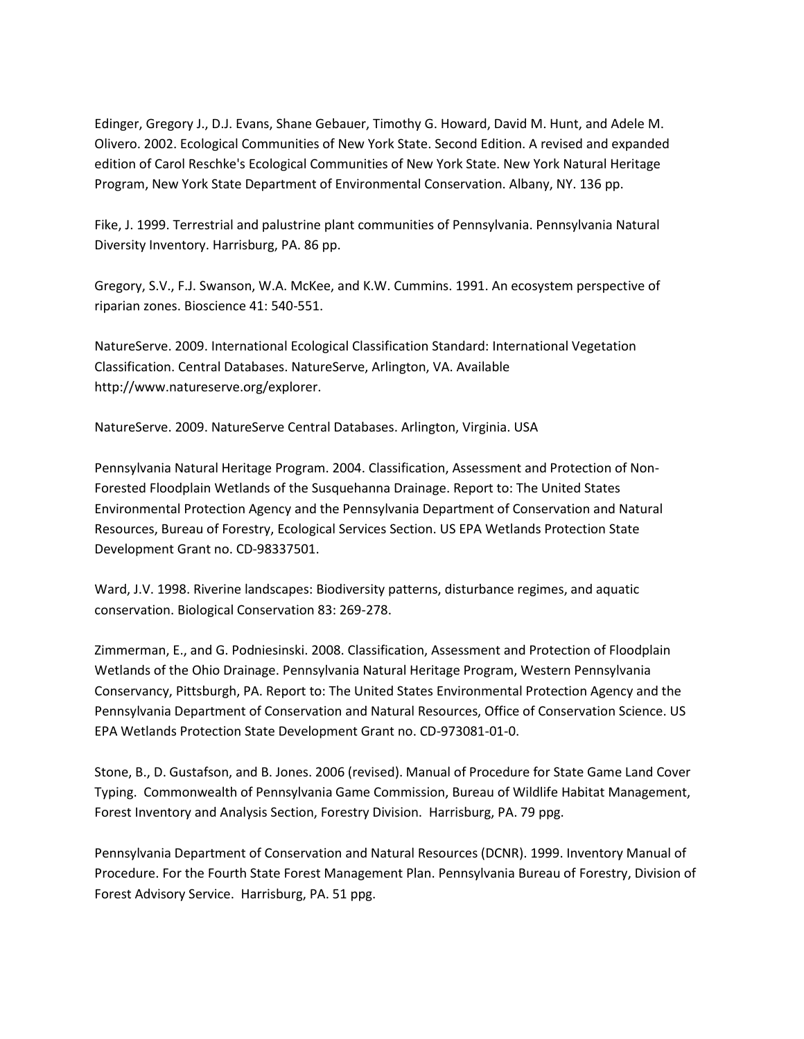Edinger, Gregory J., D.J. Evans, Shane Gebauer, Timothy G. Howard, David M. Hunt, and Adele M. Olivero. 2002. Ecological Communities of New York State. Second Edition. A revised and expanded edition of Carol Reschke's Ecological Communities of New York State. New York Natural Heritage Program, New York State Department of Environmental Conservation. Albany, NY. 136 pp.

Fike, J. 1999. Terrestrial and palustrine plant communities of Pennsylvania. Pennsylvania Natural Diversity Inventory. Harrisburg, PA. 86 pp.

Gregory, S.V., F.J. Swanson, W.A. McKee, and K.W. Cummins. 1991. An ecosystem perspective of riparian zones. Bioscience 41: 540-551.

NatureServe. 2009. International Ecological Classification Standard: International Vegetation Classification. Central Databases. NatureServe, Arlington, VA. Available http://www.natureserve.org/explorer.

NatureServe. 2009. NatureServe Central Databases. Arlington, Virginia. USA

Pennsylvania Natural Heritage Program. 2004. Classification, Assessment and Protection of Non-Forested Floodplain Wetlands of the Susquehanna Drainage. Report to: The United States Environmental Protection Agency and the Pennsylvania Department of Conservation and Natural Resources, Bureau of Forestry, Ecological Services Section. US EPA Wetlands Protection State Development Grant no. CD-98337501.

Ward, J.V. 1998. Riverine landscapes: Biodiversity patterns, disturbance regimes, and aquatic conservation. Biological Conservation 83: 269-278.

Zimmerman, E., and G. Podniesinski. 2008. Classification, Assessment and Protection of Floodplain Wetlands of the Ohio Drainage. Pennsylvania Natural Heritage Program, Western Pennsylvania Conservancy, Pittsburgh, PA. Report to: The United States Environmental Protection Agency and the Pennsylvania Department of Conservation and Natural Resources, Office of Conservation Science. US EPA Wetlands Protection State Development Grant no. CD-973081-01-0.

Stone, B., D. Gustafson, and B. Jones. 2006 (revised). Manual of Procedure for State Game Land Cover Typing. Commonwealth of Pennsylvania Game Commission, Bureau of Wildlife Habitat Management, Forest Inventory and Analysis Section, Forestry Division. Harrisburg, PA. 79 ppg.

Pennsylvania Department of Conservation and Natural Resources (DCNR). 1999. Inventory Manual of Procedure. For the Fourth State Forest Management Plan. Pennsylvania Bureau of Forestry, Division of Forest Advisory Service. Harrisburg, PA. 51 ppg.